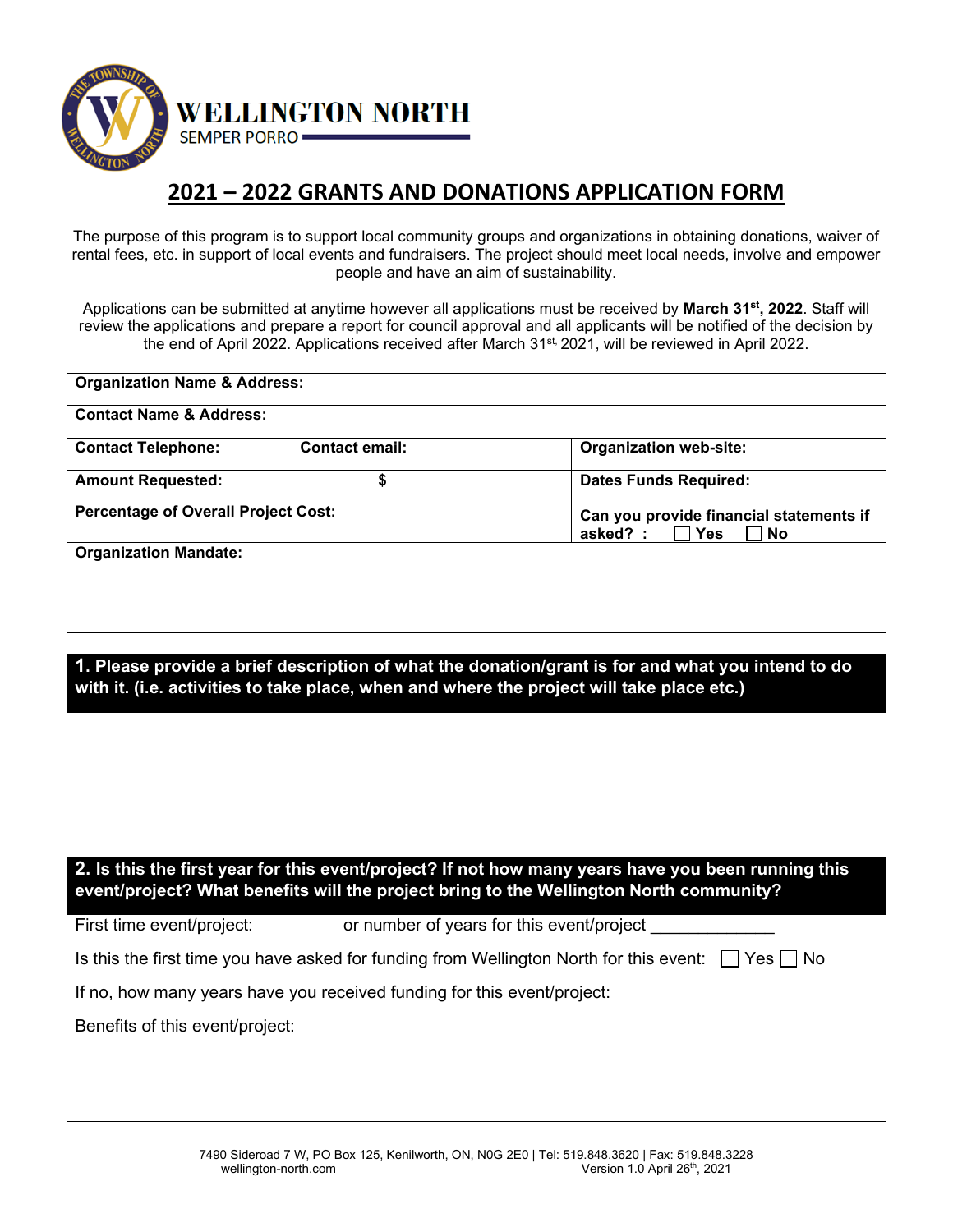**WELLINGTON NORTH**
SEMPER PORRO

# 2021 – 2022 GRANTS AND DONATIONS APPLICATION FORM

The purpose of this program is to support local community groups and organizations in obtaining donations, waiver of rental fees, etc. in support of local events and fundraisers. The project should meet local needs, involve and empower people and have an aim of sustainability.

Applications can be submitted at anytime however all applications must be received by **March 31st, 2022**. Staff will review the applications and prepare a report for council approval and all applicants will be notified of the decision by the end of April 2022. Applications received after March 31st, 2021, will be reviewed in April 2022.

| **Organization Name & Address:** | | |
|---|---|---|
| **Contact Name & Address:** | | |
| **Contact Telephone:** | **Contact email:** | **Organization web-site:** |
| **Amount Requested:** | **$** | **Dates Funds Required:** |
| **Percentage of Overall Project Cost:** | | **Can you provide financial statements if asked? :** ☐ **Yes** ☐ **No** |
| **Organization Mandate:** | | |

**1. Please provide a brief description of what the donation/grant is for and what you intend to do with it. (i.e. activities to take place, when and where the project will take place etc.)**

**2. Is this the first year for this event/project? If not how many years have you been running this event/project? What benefits will the project bring to the Wellington North community?**

First time event/project: or number of years for this event/project _____________

Is this the first time you have asked for funding from Wellington North for this event: ☐ Yes ☐ No

If no, how many years have you received funding for this event/project:

Benefits of this event/project:

7490 Sideroad 7 W, PO Box 125, Kenilworth, ON, N0G 2E0 | Tel: 519.848.3620 | Fax: 519.848.3228
wellington-north.com
Version 1.0 April 26th, 2021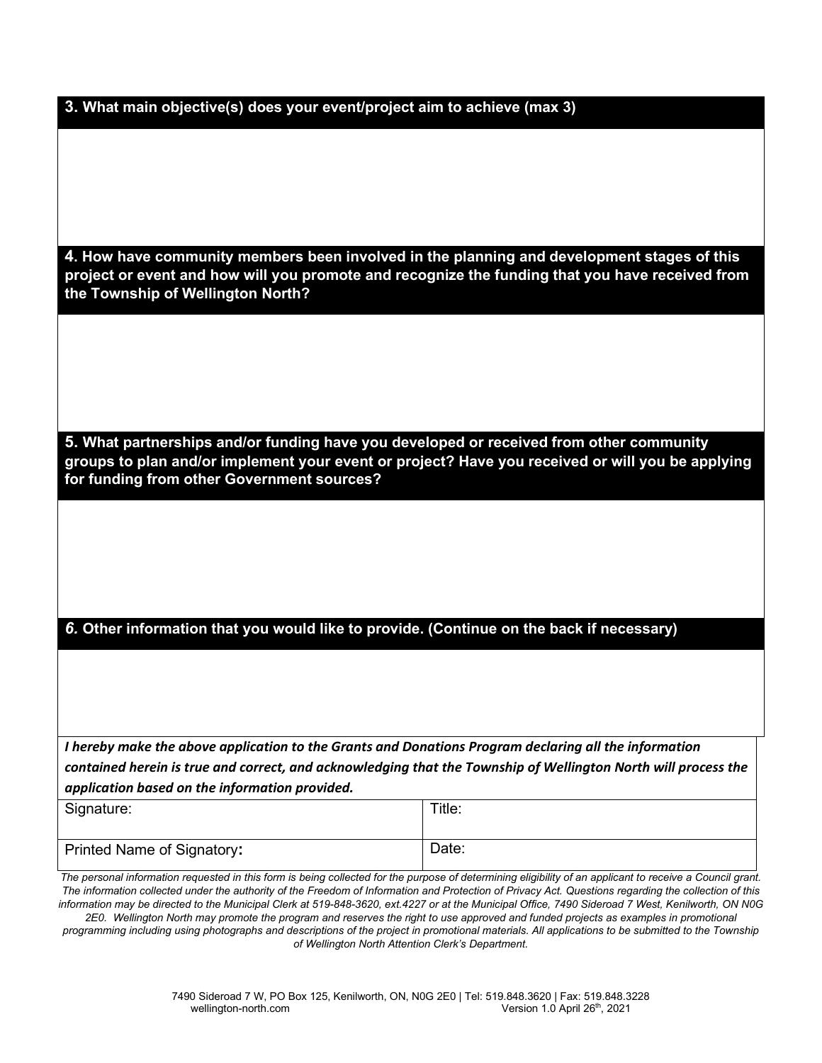**3. What main objective(s) does your event/project aim to achieve (max 3)**

**4. How have community members been involved in the planning and development stages of this project or event and how will you promote and recognize the funding that you have received from the Township of Wellington North?**

**5. What partnerships and/or funding have you developed or received from other community groups to plan and/or implement your event or project? Have you received or will you be applying for funding from other Government sources?**

***6.* Other information that you would like to provide. (Continue on the back if necessary)**

***I hereby make the above application to the Grants and Donations Program declaring all the information contained herein is true and correct, and acknowledging that the Township of Wellington North will process the application based on the information provided.***

| | |
|---|---|
| Signature: | Title: |
| Printed Name of Signatory**:** | Date: |

*The personal information requested in this form is being collected for the purpose of determining eligibility of an applicant to receive a Council grant. The information collected under the authority of the Freedom of Information and Protection of Privacy Act. Questions regarding the collection of this information may be directed to the Municipal Clerk at 519-848-3620, ext.4227 or at the Municipal Office, 7490 Sideroad 7 West, Kenilworth, ON N0G 2E0. Wellington North may promote the program and reserves the right to use approved and funded projects as examples in promotional programming including using photographs and descriptions of the project in promotional materials. All applications to be submitted to the Township of Wellington North Attention Clerk's Department.*

7490 Sideroad 7 W, PO Box 125, Kenilworth, ON, N0G 2E0 | Tel: 519.848.3620 | Fax: 519.848.3228
wellington-north.com Version 1.0 April 26th, 2021